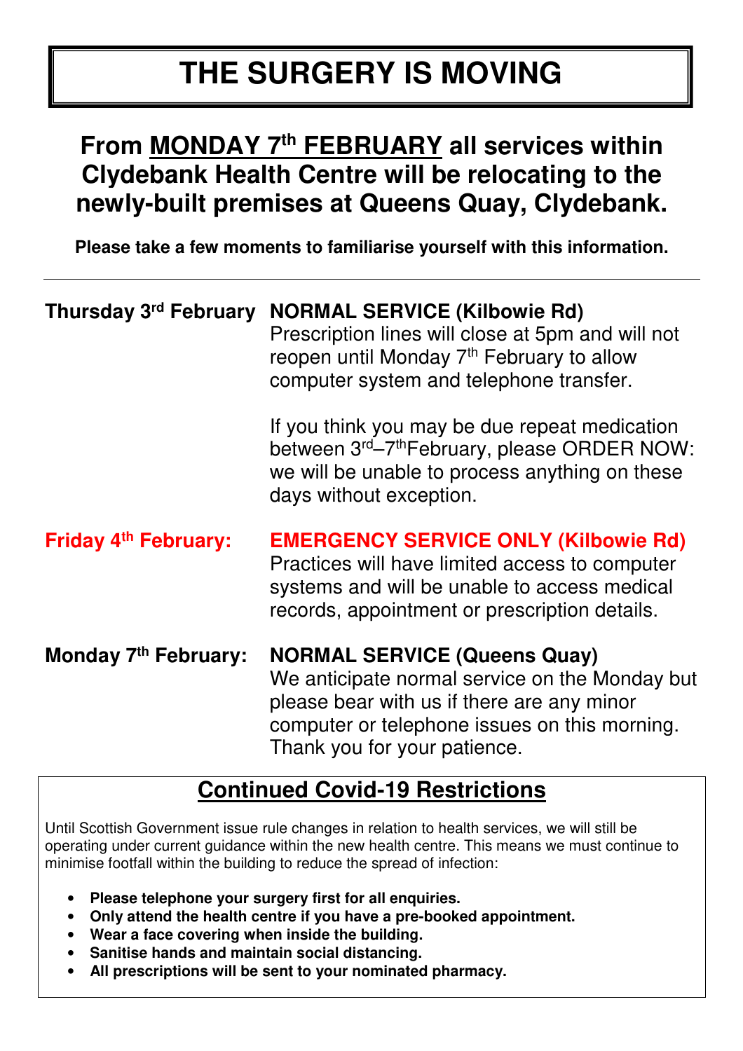# THE SURGERY IS MOVING

## From MONDAY 7th FEBRUARY all services within Clydebank Health Centre will be relocating to the newly-built premises at Queens Quay, Clydebank.

**Please take a few moments to familiarise yourself with this information.**

---

**Thursday 3rd February** — **NORMAL SERVICE (Kilbowie Rd)**
Prescription lines will close at 5pm and will not reopen until Monday 7th February to allow computer system and telephone transfer.

If you think you may be due repeat medication between 3rd–7th February, please ORDER NOW: we will be unable to process anything on these days without exception.

**Friday 4th February:** — **EMERGENCY SERVICE ONLY (Kilbowie Rd)**
Practices will have limited access to computer systems and will be unable to access medical records, appointment or prescription details.

**Monday 7th February:** — **NORMAL SERVICE (Queens Quay)**
We anticipate normal service on the Monday but please bear with us if there are any minor computer or telephone issues on this morning. Thank you for your patience.

## Continued Covid-19 Restrictions

Until Scottish Government issue rule changes in relation to health services, we will still be operating under current guidance within the new health centre. This means we must continue to minimise footfall within the building to reduce the spread of infection:

- **Please telephone your surgery first for all enquiries.**
- **Only attend the health centre if you have a pre-booked appointment.**
- **Wear a face covering when inside the building.**
- **Sanitise hands and maintain social distancing.**
- **All prescriptions will be sent to your nominated pharmacy.**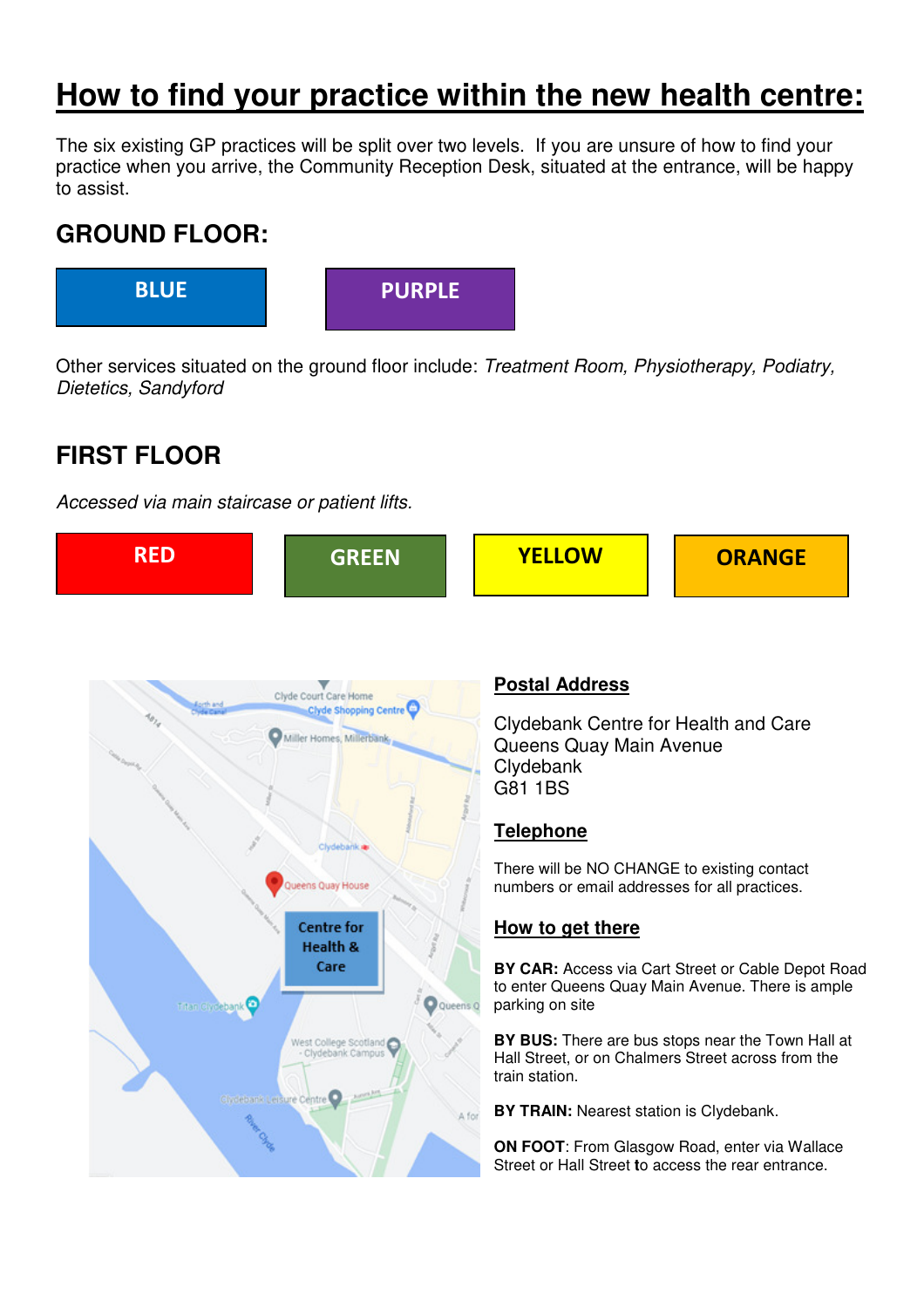# How to find your practice within the new health centre:

The six existing GP practices will be split over two levels. If you are unsure of how to find your practice when you arrive, the Community Reception Desk, situated at the entrance, will be happy to assist.

## GROUND FLOOR:

**BLUE** **PURPLE**

Other services situated on the ground floor include: *Treatment Room, Physiotherapy, Podiatry, Dietetics, Sandyford*

## FIRST FLOOR

*Accessed via main staircase or patient lifts.*

**RED** **GREEN** **YELLOW** **ORANGE**

Centre for Health & Care

**Postal Address**

Clydebank Centre for Health and Care
Queens Quay Main Avenue
Clydebank
G81 1BS

**Telephone**

There will be NO CHANGE to existing contact numbers or email addresses for all practices.

**How to get there**

**BY CAR:** Access via Cart Street or Cable Depot Road to enter Queens Quay Main Avenue. There is ample parking on site

**BY BUS:** There are bus stops near the Town Hall at Hall Street, or on Chalmers Street across from the train station.

**BY TRAIN:** Nearest station is Clydebank.

**ON FOOT**: From Glasgow Road, enter via Wallace Street or Hall Street to access the rear entrance.